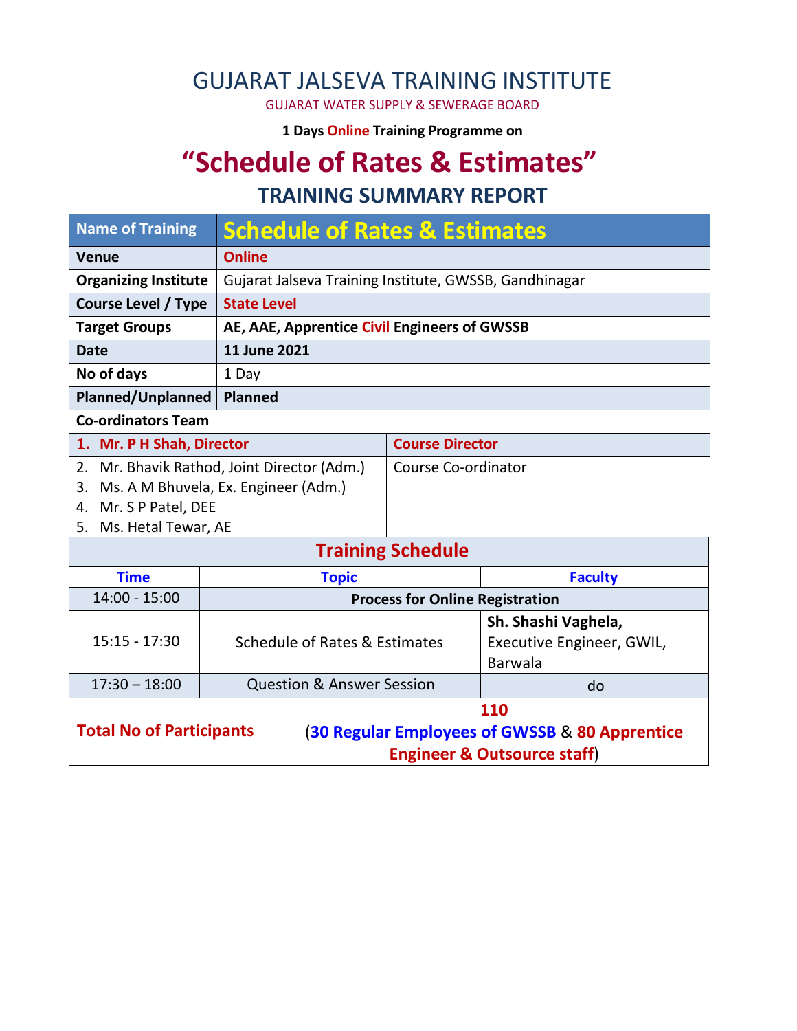# GUJARAT JALSEVA TRAINING INSTITUTE

GUJARAT WATER SUPPLY & SEWERAGE BOARD

**1 Days Online Training Programme on**

# "Schedule of Rates & Estimates"

## TRAINING SUMMARY REPORT

| Name of Training | Schedule of Rates & Estimates |
|---|---|
| **Venue** | **Online** |
| **Organizing Institute** | Gujarat Jalseva Training Institute, GWSSB, Gandhinagar |
| **Course Level / Type** | **State Level** |
| **Target Groups** | **AE, AAE, Apprentice Civil Engineers of GWSSB** |
| **Date** | **11 June 2021** |
| **No of days** | 1 Day |
| **Planned/Unplanned** | **Planned** |

**Co-ordinators Team**

| Name | Role |
|---|---|
| 1. **Mr. P H Shah, Director** | **Course Director** |
| 2. Mr. Bhavik Rathod, Joint Director (Adm.)<br>3. Ms. A M Bhuvela, Ex. Engineer (Adm.)<br>4. Mr. S P Patel, DEE<br>5. Ms. Hetal Tewar, AE | Course Co-ordinator |

### Training Schedule

| Time | Topic | Faculty |
|---|---|---|
| 14:00 - 15:00 | **Process for Online Registration** | |
| 15:15 - 17:30 | Schedule of Rates & Estimates | **Sh. Shashi Vaghela,** Executive Engineer, GWIL, Barwala |
| 17:30 – 18:00 | Question & Answer Session | do |

| **Total No of Participants** | **110** (**30 Regular Employees of GWSSB** & **80 Apprentice Engineer & Outsource staff**) |
|---|---|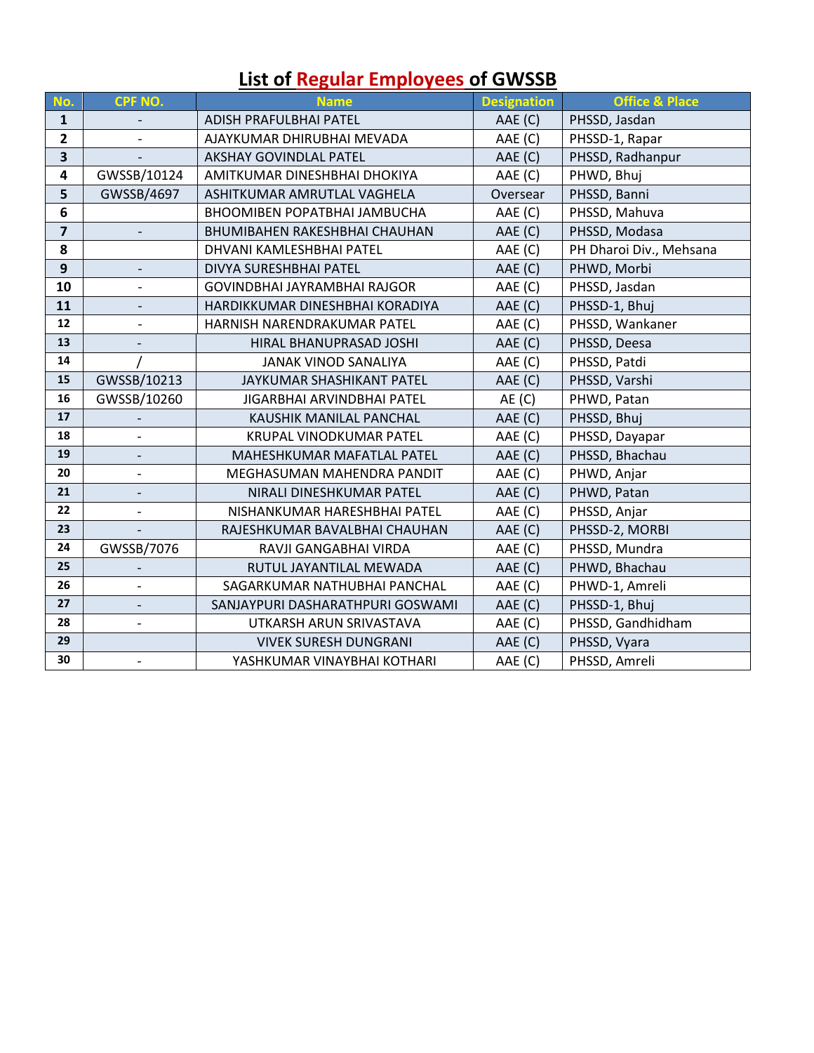# List of Regular Employees of GWSSB

| No. | CPF NO. | Name | Designation | Office & Place |
|---|---|---|---|---|
| 1 | - | ADISH PRAFULBHAI PATEL | AAE (C) | PHSSD, Jasdan |
| 2 | - | AJAYKUMAR DHIRUBHAI MEVADA | AAE (C) | PHSSD-1, Rapar |
| 3 | - | AKSHAY GOVINDLAL PATEL | AAE (C) | PHSSD, Radhanpur |
| 4 | GWSSB/10124 | AMITKUMAR DINESHBHAI DHOKIYA | AAE (C) | PHWD, Bhuj |
| 5 | GWSSB/4697 | ASHITKUMAR AMRUTLAL VAGHELA | Oversear | PHSSD, Banni |
| 6 | | BHOOMIBEN POPATBHAI JAMBUCHA | AAE (C) | PHSSD, Mahuva |
| 7 | - | BHUMIBAHEN RAKESHBHAI CHAUHAN | AAE (C) | PHSSD, Modasa |
| 8 | | DHVANI KAMLESHBHAI PATEL | AAE (C) | PH Dharoi Div., Mehsana |
| 9 | - | DIVYA SURESHBHAI PATEL | AAE (C) | PHWD, Morbi |
| 10 | - | GOVINDBHAI JAYRAMBHAI RAJGOR | AAE (C) | PHSSD, Jasdan |
| 11 | - | HARDIKKUMAR DINESHBHAI KORADIYA | AAE (C) | PHSSD-1, Bhuj |
| 12 | - | HARNISH NARENDRAKUMAR PATEL | AAE (C) | PHSSD, Wankaner |
| 13 | - | HIRAL BHANUPRASAD JOSHI | AAE (C) | PHSSD, Deesa |
| 14 | / | JANAK VINOD SANALIYA | AAE (C) | PHSSD, Patdi |
| 15 | GWSSB/10213 | JAYKUMAR SHASHIKANT PATEL | AAE (C) | PHSSD, Varshi |
| 16 | GWSSB/10260 | JIGARBHAI ARVINDBHAI PATEL | AE (C) | PHWD, Patan |
| 17 | - | KAUSHIK MANILAL PANCHAL | AAE (C) | PHSSD, Bhuj |
| 18 | - | KRUPAL VINODKUMAR PATEL | AAE (C) | PHSSD, Dayapar |
| 19 | - | MAHESHKUMAR MAFATLAL PATEL | AAE (C) | PHSSD, Bhachau |
| 20 | - | MEGHASUMAN MAHENDRA PANDIT | AAE (C) | PHWD, Anjar |
| 21 | - | NIRALI DINESHKUMAR PATEL | AAE (C) | PHWD, Patan |
| 22 | - | NISHANKUMAR HARESHBHAI PATEL | AAE (C) | PHSSD, Anjar |
| 23 | - | RAJESHKUMAR BAVALBHAI CHAUHAN | AAE (C) | PHSSD-2, MORBI |
| 24 | GWSSB/7076 | RAVJI GANGABHAI VIRDA | AAE (C) | PHSSD, Mundra |
| 25 | - | RUTUL JAYANTILAL MEWADA | AAE (C) | PHWD, Bhachau |
| 26 | - | SAGARKUMAR NATHUBHAI PANCHAL | AAE (C) | PHWD-1, Amreli |
| 27 | - | SANJAYPURI DASHARATHPURI GOSWAMI | AAE (C) | PHSSD-1, Bhuj |
| 28 | - | UTKARSH ARUN SRIVASTAVA | AAE (C) | PHSSD, Gandhidham |
| 29 | | VIVEK SURESH DUNGRANI | AAE (C) | PHSSD, Vyara |
| 30 | - | YASHKUMAR VINAYBHAI KOTHARI | AAE (C) | PHSSD, Amreli |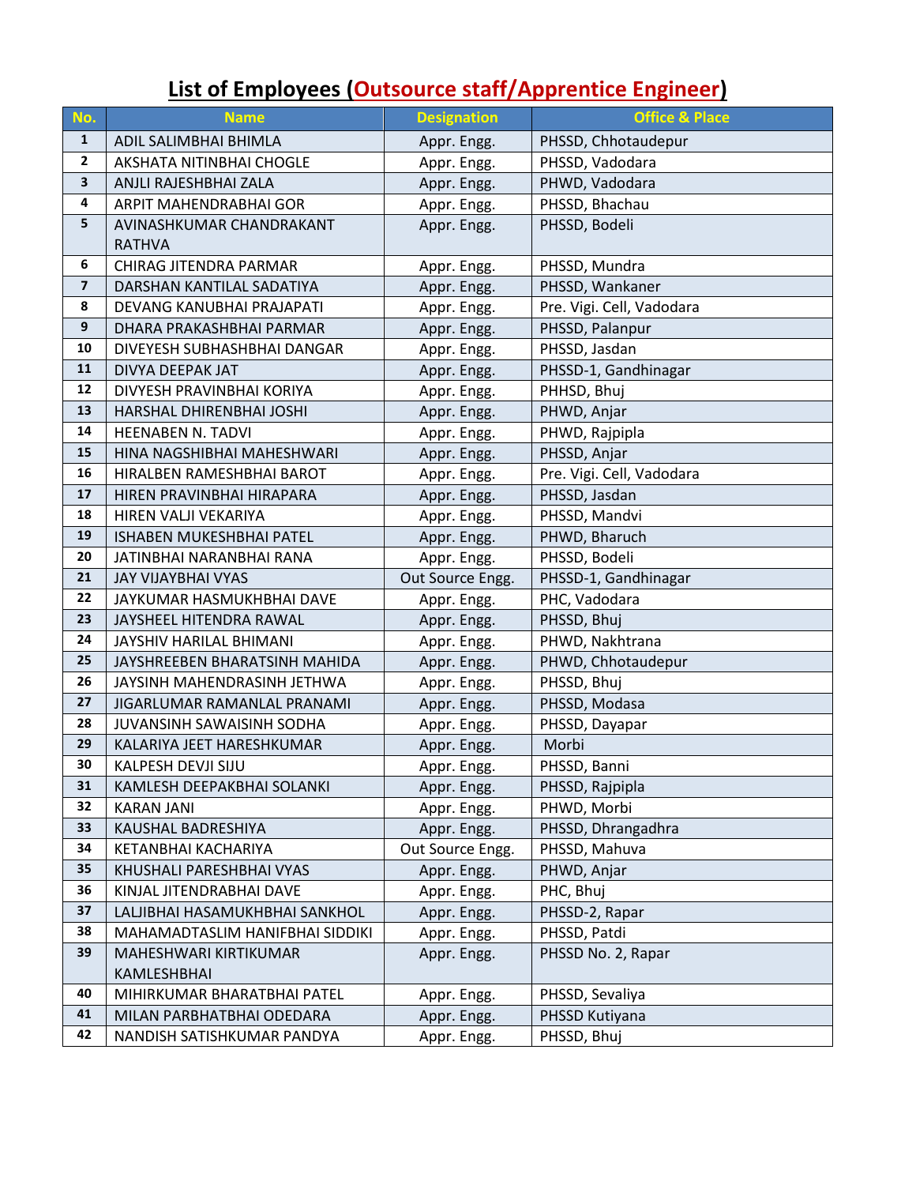# List of Employees (Outsource staff/Apprentice Engineer)

| No. | Name | Designation | Office & Place |
|---|---|---|---|
| 1 | ADIL SALIMBHAI BHIMLA | Appr. Engg. | PHSSD, Chhotaudepur |
| 2 | AKSHATA NITINBHAI CHOGLE | Appr. Engg. | PHSSD, Vadodara |
| 3 | ANJLI RAJESHBHAI ZALA | Appr. Engg. | PHWD, Vadodara |
| 4 | ARPIT MAHENDRABHAI GOR | Appr. Engg. | PHSSD, Bhachau |
| 5 | AVINASHKUMAR CHANDRAKANT RATHVA | Appr. Engg. | PHSSD, Bodeli |
| 6 | CHIRAG JITENDRA PARMAR | Appr. Engg. | PHSSD, Mundra |
| 7 | DARSHAN KANTILAL SADATIYA | Appr. Engg. | PHSSD, Wankaner |
| 8 | DEVANG KANUBHAI PRAJAPATI | Appr. Engg. | Pre. Vigi. Cell, Vadodara |
| 9 | DHARA PRAKASHBHAI PARMAR | Appr. Engg. | PHSSD, Palanpur |
| 10 | DIVEYESH SUBHASHBHAI DANGAR | Appr. Engg. | PHSSD, Jasdan |
| 11 | DIVYA DEEPAK JAT | Appr. Engg. | PHSSD-1, Gandhinagar |
| 12 | DIVYESH PRAVINBHAI KORIYA | Appr. Engg. | PHHSD, Bhuj |
| 13 | HARSHAL DHIRENBHAI JOSHI | Appr. Engg. | PHWD, Anjar |
| 14 | HEENABEN N. TADVI | Appr. Engg. | PHWD, Rajpipla |
| 15 | HINA NAGSHIBHAI MAHESHWARI | Appr. Engg. | PHSSD, Anjar |
| 16 | HIRALBEN RAMESHBHAI BAROT | Appr. Engg. | Pre. Vigi. Cell, Vadodara |
| 17 | HIREN PRAVINBHAI HIRAPARA | Appr. Engg. | PHSSD, Jasdan |
| 18 | HIREN VALJI VEKARIYA | Appr. Engg. | PHSSD, Mandvi |
| 19 | ISHABEN MUKESHBHAI PATEL | Appr. Engg. | PHWD, Bharuch |
| 20 | JATINBHAI NARANBHAI RANA | Appr. Engg. | PHSSD, Bodeli |
| 21 | JAY VIJAYBHAI VYAS | Out Source Engg. | PHSSD-1, Gandhinagar |
| 22 | JAYKUMAR HASMUKHBHAI DAVE | Appr. Engg. | PHC, Vadodara |
| 23 | JAYSHEEL HITENDRA RAWAL | Appr. Engg. | PHSSD, Bhuj |
| 24 | JAYSHIV HARILAL BHIMANI | Appr. Engg. | PHWD, Nakhtrana |
| 25 | JAYSHREEBEN BHARATSINH MAHIDA | Appr. Engg. | PHWD, Chhotaudepur |
| 26 | JAYSINH MAHENDRASINH JETHWA | Appr. Engg. | PHSSD, Bhuj |
| 27 | JIGARLUMAR RAMANLAL PRANAMI | Appr. Engg. | PHSSD, Modasa |
| 28 | JUVANSINH SAWAISINH SODHA | Appr. Engg. | PHSSD, Dayapar |
| 29 | KALARIYA JEET HARESHKUMAR | Appr. Engg. | Morbi |
| 30 | KALPESH DEVJI SIJU | Appr. Engg. | PHSSD, Banni |
| 31 | KAMLESH DEEPAKBHAI SOLANKI | Appr. Engg. | PHSSD, Rajpipla |
| 32 | KARAN JANI | Appr. Engg. | PHWD, Morbi |
| 33 | KAUSHAL BADRESHIYA | Appr. Engg. | PHSSD, Dhrangadhra |
| 34 | KETANBHAI KACHARIYA | Out Source Engg. | PHSSD, Mahuva |
| 35 | KHUSHALI PARESHBHAI VYAS | Appr. Engg. | PHWD, Anjar |
| 36 | KINJAL JITENDRABHAI DAVE | Appr. Engg. | PHC, Bhuj |
| 37 | LALJIBHAI HASAMUKHBHAI SANKHOL | Appr. Engg. | PHSSD-2, Rapar |
| 38 | MAHAMADTASLIM HANIFBHAI SIDDIKI | Appr. Engg. | PHSSD, Patdi |
| 39 | MAHESHWARI KIRTIKUMAR KAMLESHBHAI | Appr. Engg. | PHSSD No. 2, Rapar |
| 40 | MIHIRKUMAR BHARATBHAI PATEL | Appr. Engg. | PHSSD, Sevaliya |
| 41 | MILAN PARBHATBHAI ODEDARA | Appr. Engg. | PHSSD Kutiyana |
| 42 | NANDISH SATISHKUMAR PANDYA | Appr. Engg. | PHSSD, Bhuj |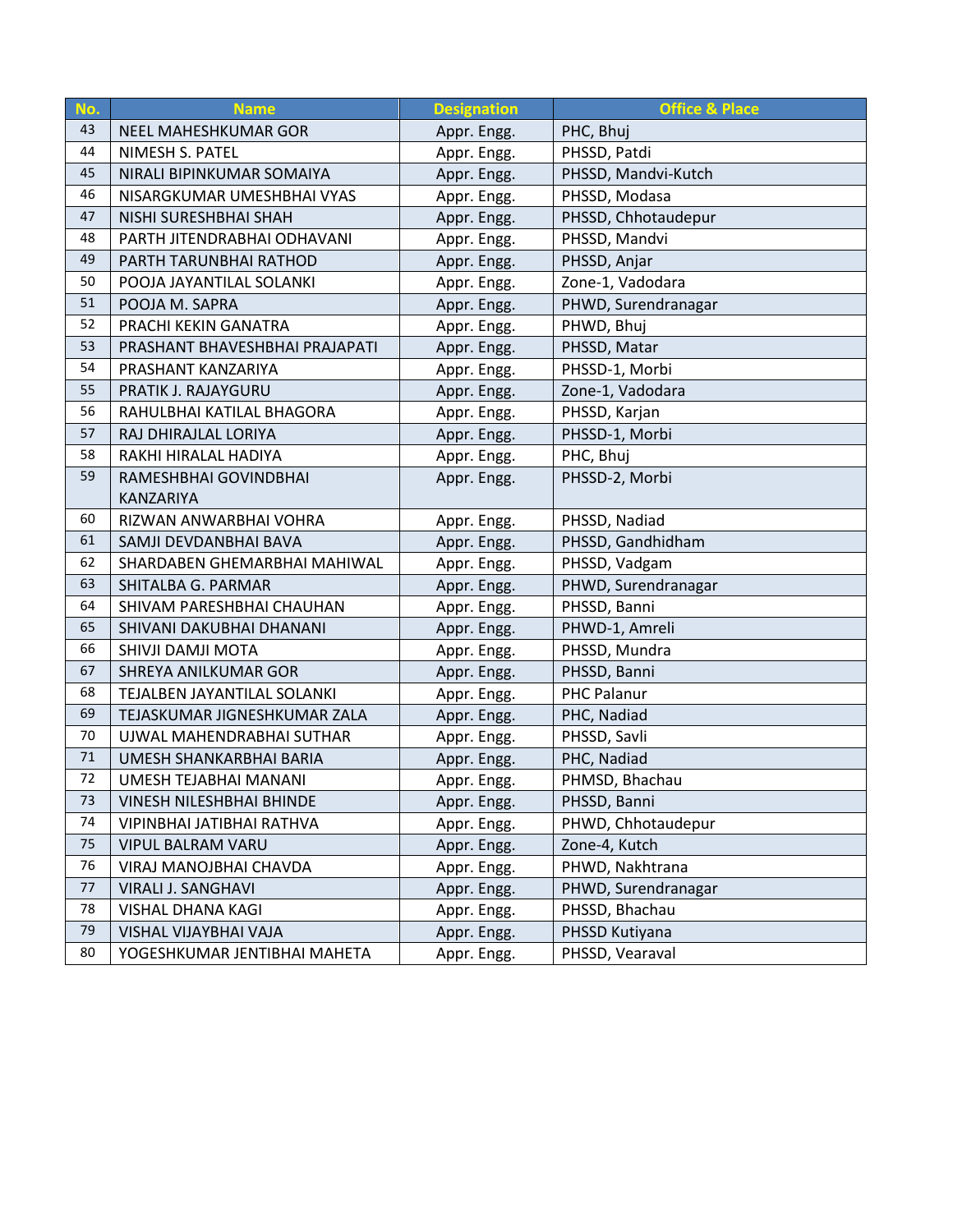| No. | Name | Designation | Office & Place |
|---|---|---|---|
| 43 | NEEL MAHESHKUMAR GOR | Appr. Engg. | PHC, Bhuj |
| 44 | NIMESH S. PATEL | Appr. Engg. | PHSSD, Patdi |
| 45 | NIRALI BIPINKUMAR SOMAIYA | Appr. Engg. | PHSSD, Mandvi-Kutch |
| 46 | NISARGKUMAR UMESHBHAI VYAS | Appr. Engg. | PHSSD, Modasa |
| 47 | NISHI SURESHBHAI SHAH | Appr. Engg. | PHSSD, Chhotaudepur |
| 48 | PARTH JITENDRABHAI ODHAVANI | Appr. Engg. | PHSSD, Mandvi |
| 49 | PARTH TARUNBHAI RATHOD | Appr. Engg. | PHSSD, Anjar |
| 50 | POOJA JAYANTILAL SOLANKI | Appr. Engg. | Zone-1, Vadodara |
| 51 | POOJA M. SAPRA | Appr. Engg. | PHWD, Surendranagar |
| 52 | PRACHI KEKIN GANATRA | Appr. Engg. | PHWD, Bhuj |
| 53 | PRASHANT BHAVESHBHAI PRAJAPATI | Appr. Engg. | PHSSD, Matar |
| 54 | PRASHANT KANZARIYA | Appr. Engg. | PHSSD-1, Morbi |
| 55 | PRATIK J. RAJAYGURU | Appr. Engg. | Zone-1, Vadodara |
| 56 | RAHULBHAI KATILAL BHAGORA | Appr. Engg. | PHSSD, Karjan |
| 57 | RAJ DHIRAJLAL LORIYA | Appr. Engg. | PHSSD-1, Morbi |
| 58 | RAKHI HIRALAL HADIYA | Appr. Engg. | PHC, Bhuj |
| 59 | RAMESHBHAI GOVINDBHAI KANZARIYA | Appr. Engg. | PHSSD-2, Morbi |
| 60 | RIZWAN ANWARBHAI VOHRA | Appr. Engg. | PHSSD, Nadiad |
| 61 | SAMJI DEVDANBHAI BAVA | Appr. Engg. | PHSSD, Gandhidham |
| 62 | SHARDABEN GHEMARBHAI MAHIWAL | Appr. Engg. | PHSSD, Vadgam |
| 63 | SHITALBA G. PARMAR | Appr. Engg. | PHWD, Surendranagar |
| 64 | SHIVAM PARESHBHAI CHAUHAN | Appr. Engg. | PHSSD, Banni |
| 65 | SHIVANI DAKUBHAI DHANANI | Appr. Engg. | PHWD-1, Amreli |
| 66 | SHIVJI DAMJI MOTA | Appr. Engg. | PHSSD, Mundra |
| 67 | SHREYA ANILKUMAR GOR | Appr. Engg. | PHSSD, Banni |
| 68 | TEJALBEN JAYANTILAL SOLANKI | Appr. Engg. | PHC Palanur |
| 69 | TEJASKUMAR JIGNESHKUMAR ZALA | Appr. Engg. | PHC, Nadiad |
| 70 | UJWAL MAHENDRABHAI SUTHAR | Appr. Engg. | PHSSD, Savli |
| 71 | UMESH SHANKARBHAI BARIA | Appr. Engg. | PHC, Nadiad |
| 72 | UMESH TEJABHAI MANANI | Appr. Engg. | PHMSD, Bhachau |
| 73 | VINESH NILESHBHAI BHINDE | Appr. Engg. | PHSSD, Banni |
| 74 | VIPINBHAI JATIBHAI RATHVA | Appr. Engg. | PHWD, Chhotaudepur |
| 75 | VIPUL BALRAM VARU | Appr. Engg. | Zone-4, Kutch |
| 76 | VIRAJ MANOJBHAI CHAVDA | Appr. Engg. | PHWD, Nakhtrana |
| 77 | VIRALI J. SANGHAVI | Appr. Engg. | PHWD, Surendranagar |
| 78 | VISHAL DHANA KAGI | Appr. Engg. | PHSSD, Bhachau |
| 79 | VISHAL VIJAYBHAI VAJA | Appr. Engg. | PHSSD Kutiyana |
| 80 | YOGESHKUMAR JENTIBHAI MAHETA | Appr. Engg. | PHSSD, Vearaval |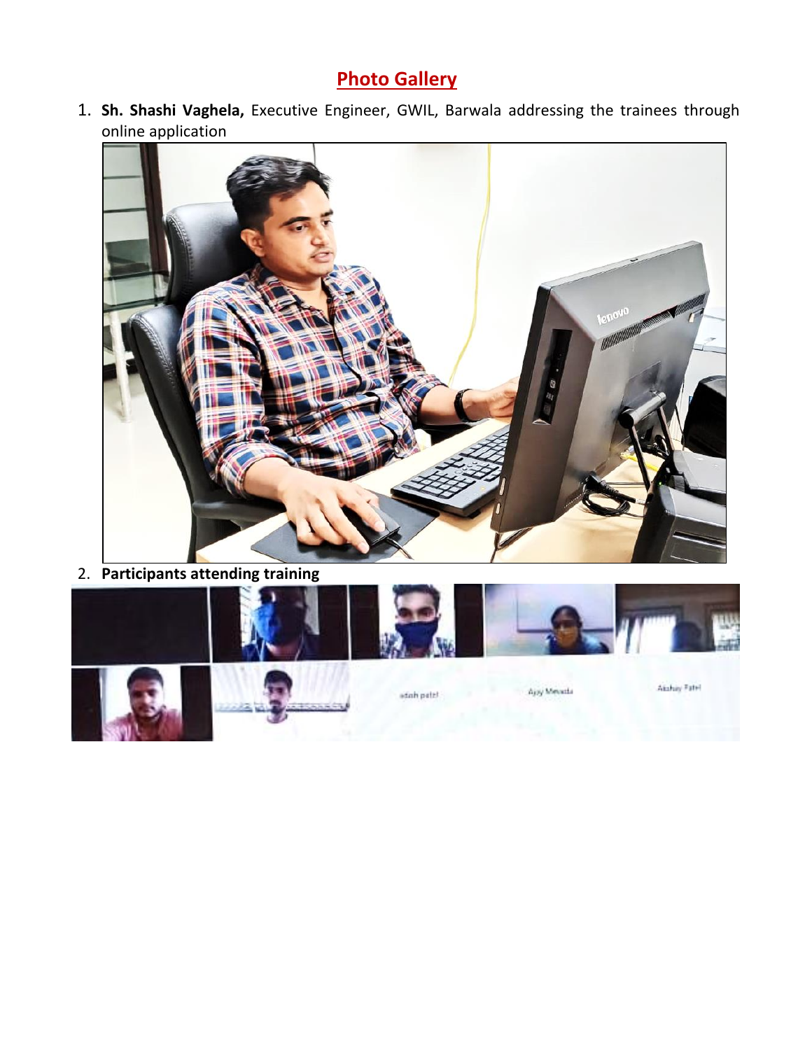# Photo Gallery

1. **Sh. Shashi Vaghela,** Executive Engineer, GWIL, Barwala addressing the trainees through online application

2. **Participants attending training**